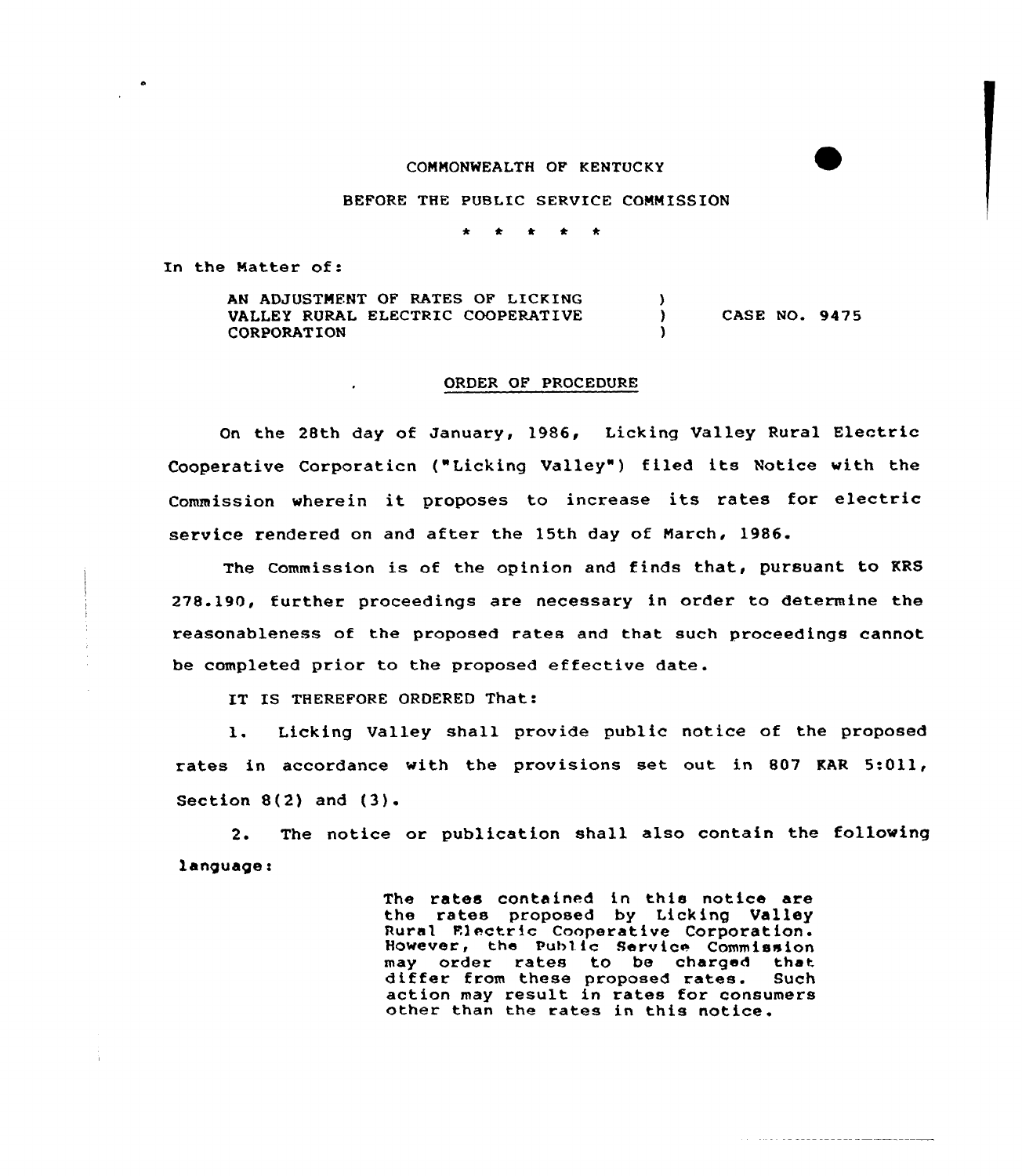COMMONWEALTH OF KENTUCKY

BEFORE THE PUBLIC SERVICE COMMISSION

\* \* \* \* \*

In the Matter of:

| | | |
|---|---|---|
| AN ADJUSTMENT OF RATES OF LICKING VALLEY RURAL ELECTRIC COOPERATIVE CORPORATION | ) ) ) | CASE NO. 9475 |

ORDER OF PROCEDURE

On the 28th day of January, 1986, Licking Valley Rural Electric Cooperative Corporation ("Licking Valley") filed its Notice with the Commission wherein it proposes to increase its rates for electric service rendered on and after the 15th day of March, 1986.

The Commission is of the opinion and finds that, pursuant to KRS 278.190, further proceedings are necessary in order to determine the reasonableness of the proposed rates and that such proceedings cannot be completed prior to the proposed effective date.

IT IS THEREFORE ORDERED That:

1. Licking Valley shall provide public notice of the proposed rates in accordance with the provisions set out in 807 KAR 5:011, Section 8(2) and (3).

2. The notice or publication shall also contain the following language:

> The rates contained in this notice are the rates proposed by Licking Valley Rural Electric Cooperative Corporation. However, the Public Service Commission may order rates to be charged that differ from these proposed rates. Such action may result in rates for consumers other than the rates in this notice.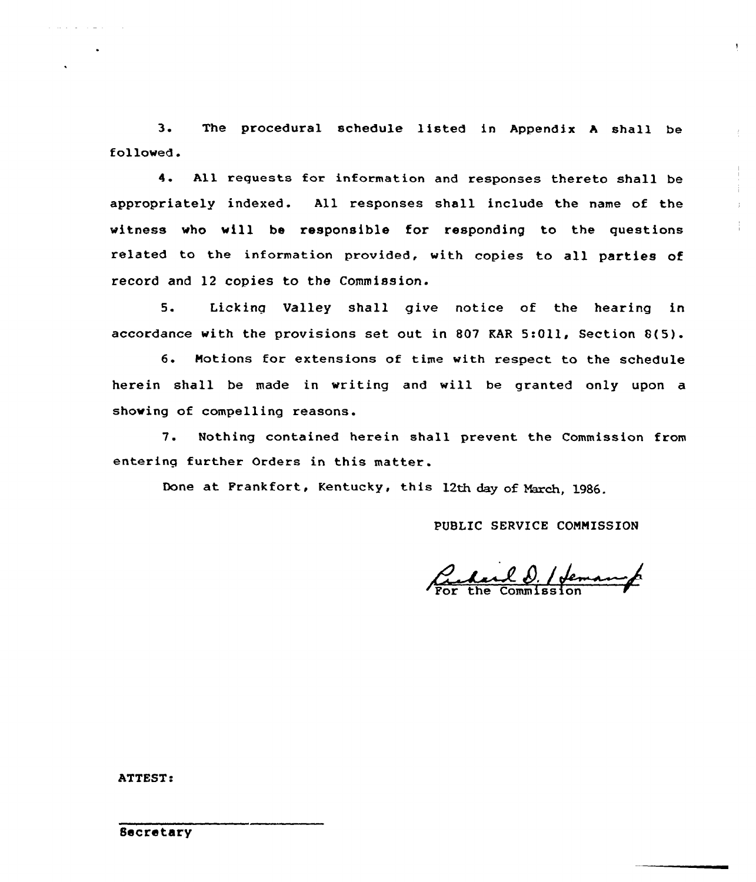3. The procedural schedule listed in Appendix A shall be followed.

4. All requests for information and responses thereto shall be appropriately indexed. All responses shall include the name of the witness who will be responsible for responding to the questions related to the information provided, with copies to all parties of record and 12 copies to the Commission.

5. Licking Valley shall give notice of the hearing in accordance with the provisions set out in 807 KAR 5:011, Section 8(5).

6. Motions for extensions of time with respect to the schedule herein shall be made in writing and will be granted only upon a showing of compelling reasons.

7. Nothing contained herein shall prevent the Commission from entering further Orders in this matter.

Done at Frankfort, Kentucky, this 12th day of March, 1986.

PUBLIC SERVICE COMMISSION

Richard D. Heman Jr.
For the Commission

ATTEST:

Secretary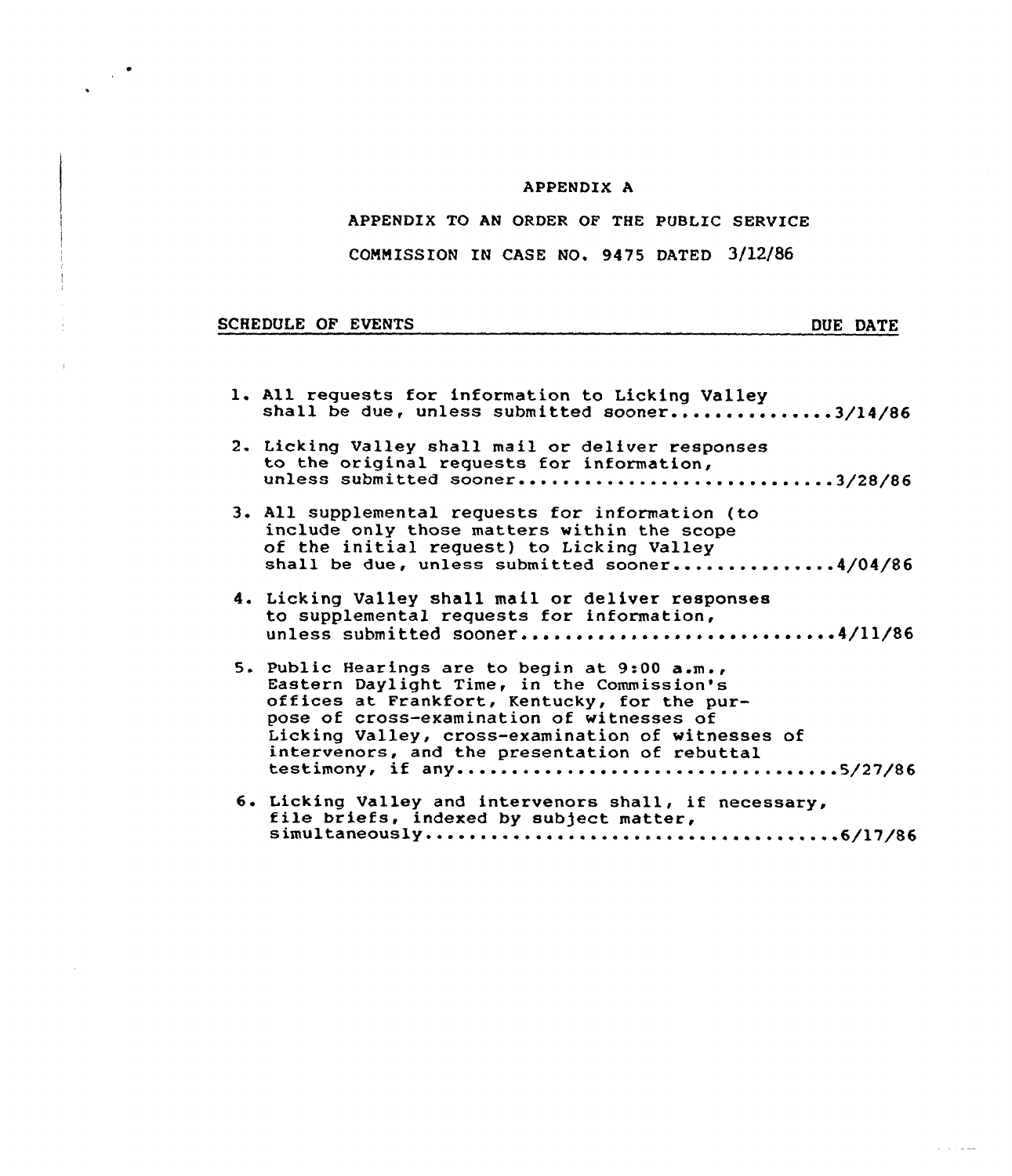# APPENDIX A

APPENDIX TO AN ORDER OF THE PUBLIC SERVICE COMMISSION IN CASE NO. 9475 DATED 3/12/86

| SCHEDULE OF EVENTS | DUE DATE |
|---|---|
| 1. All requests for information to Licking Valley shall be due, unless submitted sooner | 3/14/86 |
| 2. Licking Valley shall mail or deliver responses to the original requests for information, unless submitted sooner | 3/28/86 |
| 3. All supplemental requests for information (to include only those matters within the scope of the initial request) to Licking Valley shall be due, unless submitted sooner | 4/04/86 |
| 4. Licking Valley shall mail or deliver responses to supplemental requests for information, unless submitted sooner | 4/11/86 |
| 5. Public Hearings are to begin at 9:00 a.m., Eastern Daylight Time, in the Commission's offices at Frankfort, Kentucky, for the purpose of cross-examination of witnesses of Licking Valley, cross-examination of witnesses of intervenors, and the presentation of rebuttal testimony, if any | 5/27/86 |
| 6. Licking Valley and intervenors shall, if necessary, file briefs, indexed by subject matter, simultaneously | 6/17/86 |